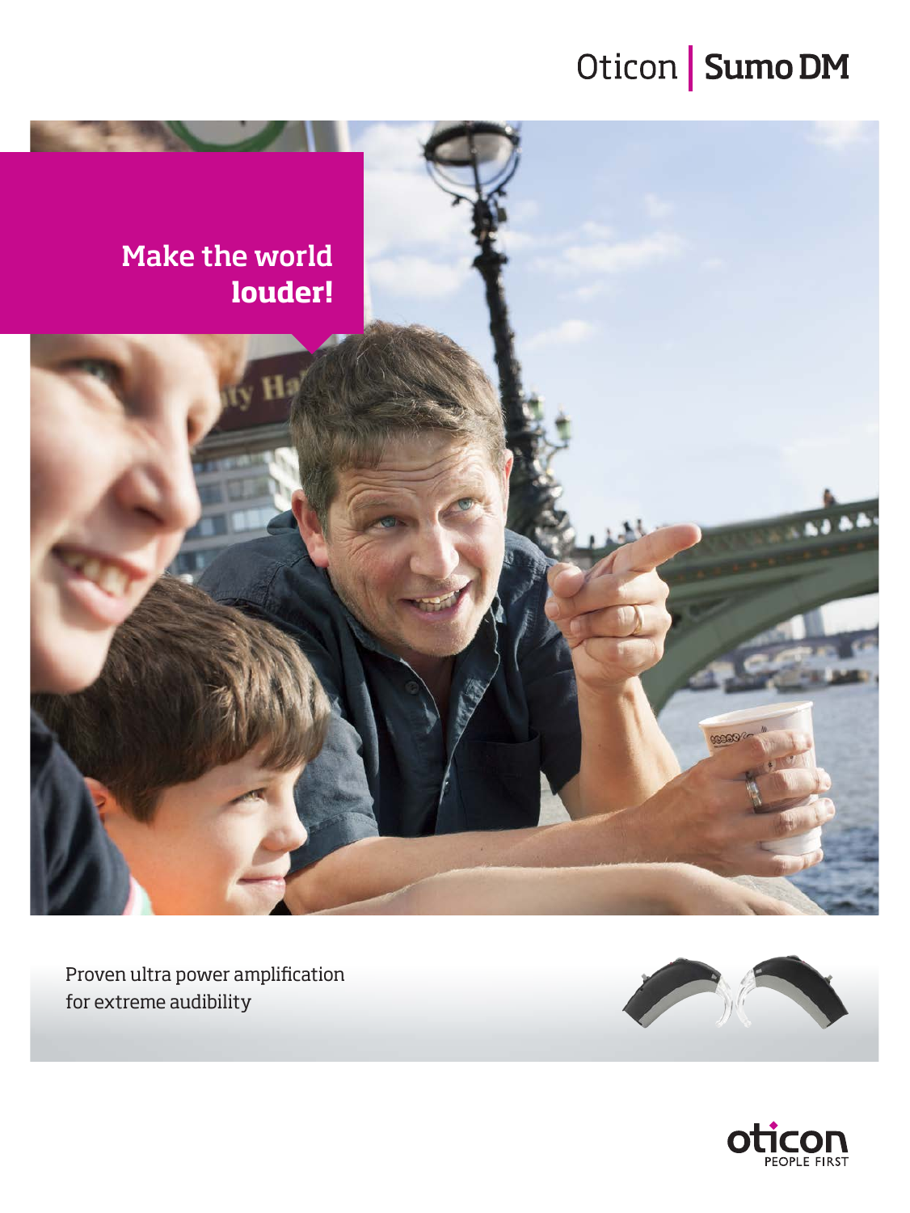# Oticon | Sumo DM

## Make the world louder!

Proven ultra power amplification for extreme audibility

oticon
PEOPLE FIRST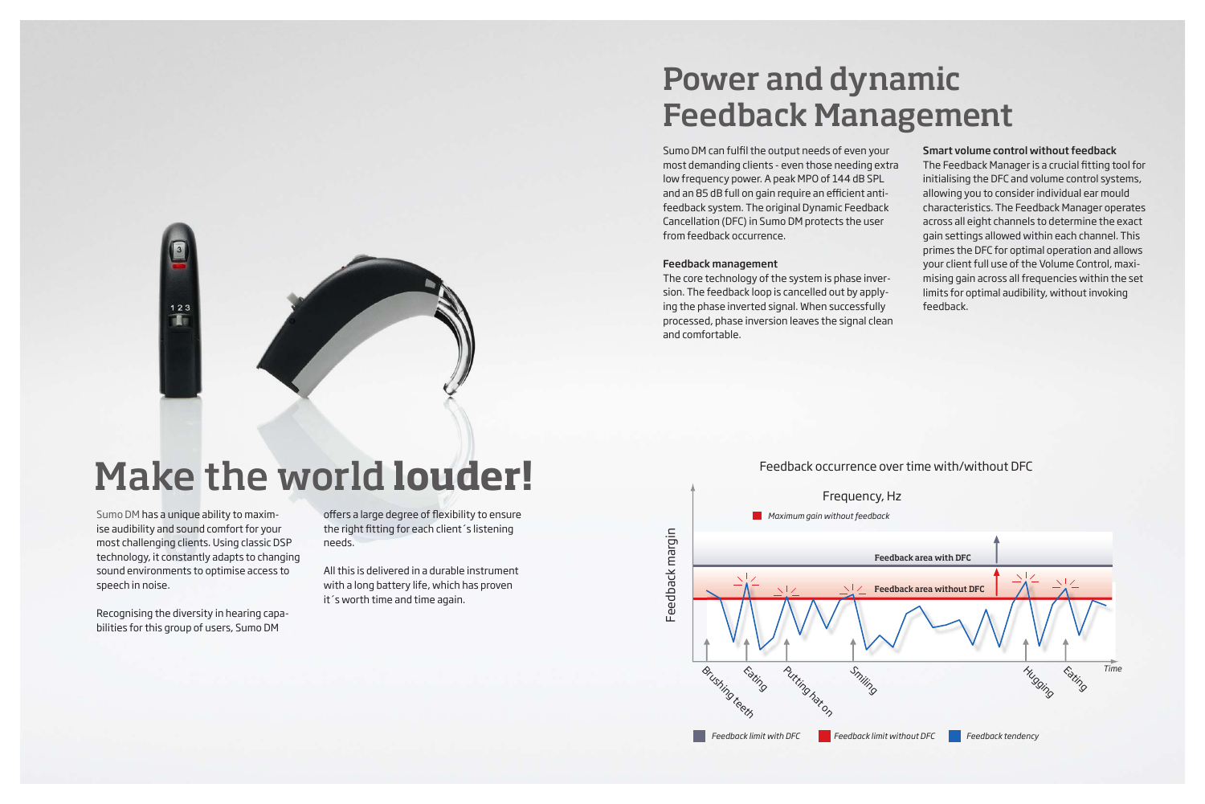# Make the world louder!

Sumo DM has a unique ability to maximise audibility and sound comfort for your most challenging clients. Using classic DSP technology, it constantly adapts to changing sound environments to optimise access to speech in noise.

Recognising the diversity in hearing capabilities for this group of users, Sumo DM offers a large degree of flexibility to ensure the right fitting for each client´s listening needs.

All this is delivered in a durable instrument with a long battery life, which has proven it´s worth time and time again.

# Power and dynamic Feedback Management

Sumo DM can fulfil the output needs of even your most demanding clients - even those needing extra low frequency power. A peak MPO of 144 dB SPL and an 85 dB full on gain require an efficient anti-feedback system. The original Dynamic Feedback Cancellation (DFC) in Sumo DM protects the user from feedback occurrence.

### Feedback management

The core technology of the system is phase inversion. The feedback loop is cancelled out by applying the phase inverted signal. When successfully processed, phase inversion leaves the signal clean and comfortable.

### Smart volume control without feedback

The Feedback Manager is a crucial fitting tool for initialising the DFC and volume control systems, allowing you to consider individual ear mould characteristics. The Feedback Manager operates across all eight channels to determine the exact gain settings allowed within each channel. This primes the DFC for optimal operation and allows your client full use of the Volume Control, maximising gain across all frequencies within the set limits for optimal audibility, without invoking feedback.

Feedback occurrence over time with/without DFC

Frequency, Hz

*Maximum gain without feedback*

Feedback margin

Feedback area with DFC

Feedback area without DFC

Brushing teeth, Eating, Putting hat on, Smiling, Hugging, Eating

*Time*

*Feedback limit with DFC* *Feedback limit without DFC* *Feedback tendency*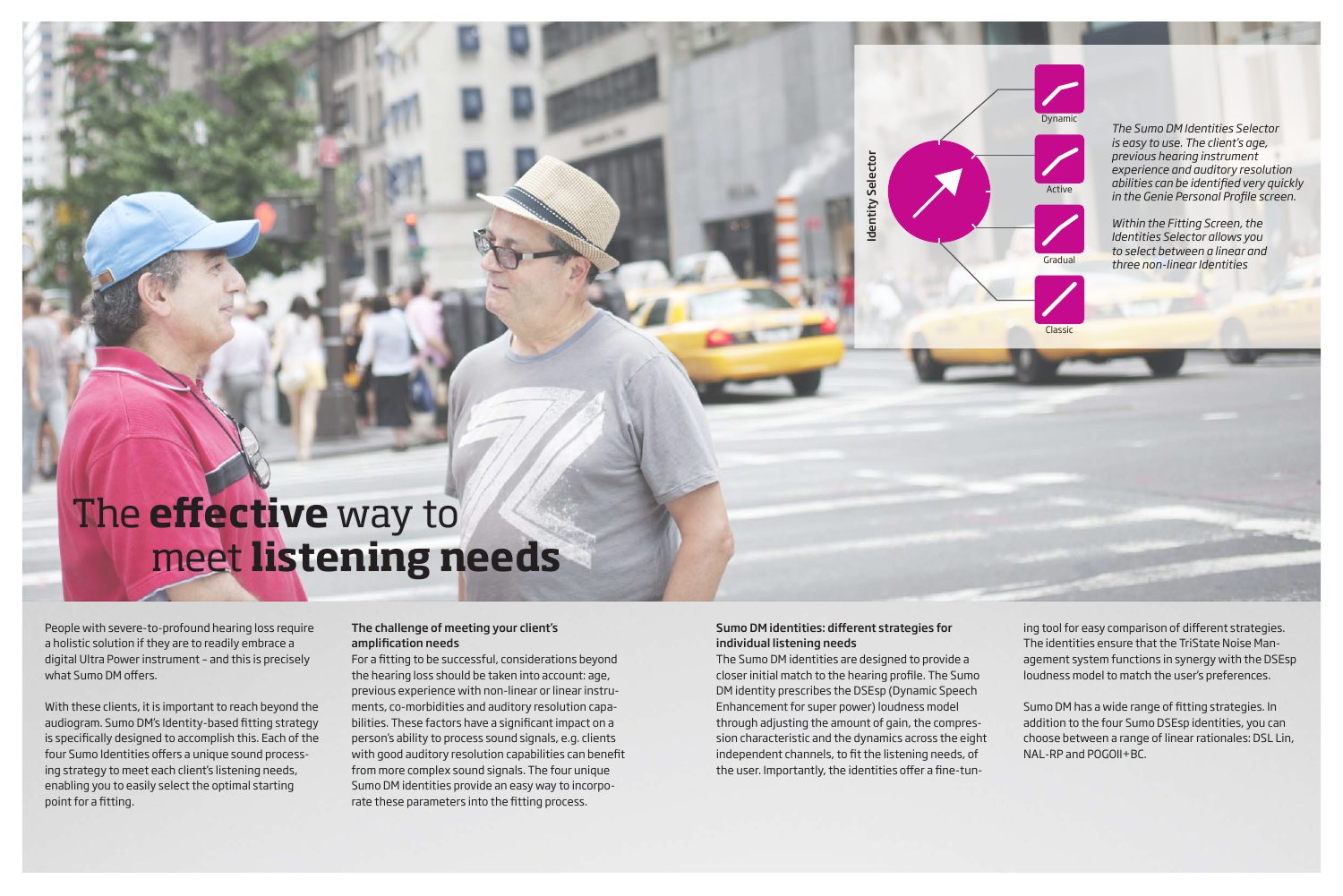# The **effective** way to meet **listening needs**

Identity Selector

Dynamic

Active

Gradual

Classic

*The Sumo DM Identities Selector is easy to use. The client's age, previous hearing instrument experience and auditory resolution abilities can be identified very quickly in the Genie Personal Profile screen.*

*Within the Fitting Screen, the Identities Selector allows you to select between a linear and three non-linear Identities*

People with severe-to-profound hearing loss require a holistic solution if they are to readily embrace a digital Ultra Power instrument – and this is precisely what Sumo DM offers.

With these clients, it is important to reach beyond the audiogram. Sumo DM's Identity-based fitting strategy is specifically designed to accomplish this. Each of the four Sumo Identities offers a unique sound processing strategy to meet each client's listening needs, enabling you to easily select the optimal starting point for a fitting.

**The challenge of meeting your client's amplification needs**

For a fitting to be successful, considerations beyond the hearing loss should be taken into account: age, previous experience with non-linear or linear instruments, co-morbidities and auditory resolution capabilities. These factors have a significant impact on a person's ability to process sound signals, e.g. clients with good auditory resolution capabilities can benefit from more complex sound signals. The four unique Sumo DM identities provide an easy way to incorporate these parameters into the fitting process.

**Sumo DM identities: different strategies for individual listening needs**

The Sumo DM identities are designed to provide a closer initial match to the hearing profile. The Sumo DM identity prescribes the DSEsp (Dynamic Speech Enhancement for super power) loudness model through adjusting the amount of gain, the compression characteristic and the dynamics across the eight independent channels, to fit the listening needs, of the user. Importantly, the identities offer a fine-tuning tool for easy comparison of different strategies. The identities ensure that the TriState Noise Management system functions in synergy with the DSEsp loudness model to match the user's preferences.

Sumo DM has a wide range of fitting strategies. In addition to the four Sumo DSEsp identities, you can choose between a range of linear rationales: DSL Lin, NAL-RP and POGOII+BC.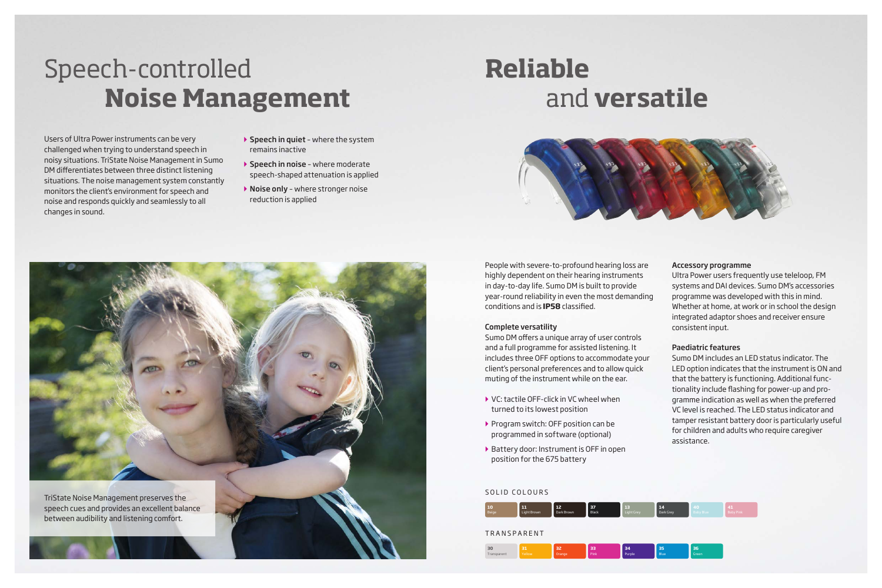# Speech-controlled **Noise Management**

Users of Ultra Power instruments can be very challenged when trying to understand speech in noisy situations. TriState Noise Management in Sumo DM differentiates between three distinct listening situations. The noise management system constantly monitors the client's environment for speech and noise and responds quickly and seamlessly to all changes in sound.

- **Speech in quiet** - where the system remains inactive
- **Speech in noise** - where moderate speech-shaped attenuation is applied
- **Noise only** - where stronger noise reduction is applied

TriState Noise Management preserves the speech cues and provides an excellent balance between audibility and listening comfort.

# **Reliable** and **versatile**

People with severe-to-profound hearing loss are highly dependent on their hearing instruments in day-to-day life. Sumo DM is built to provide year-round reliability in even the most demanding conditions and is **IP58** classified.

### Complete versatility

Sumo DM offers a unique array of user controls and a full programme for assisted listening. It includes three OFF options to accommodate your client's personal preferences and to allow quick muting of the instrument while on the ear.

- VC: tactile OFF-click in VC wheel when turned to its lowest position
- Program switch: OFF position can be programmed in software (optional)
- Battery door: Instrument is OFF in open position for the 675 battery

### Accessory programme

Ultra Power users frequently use teleloop, FM systems and DAI devices. Sumo DM's accessories programme was developed with this in mind. Whether at home, at work or in school the design integrated adaptor shoes and receiver ensure consistent input.

### Paediatric features

Sumo DM includes an LED status indicator. The LED option indicates that the instrument is ON and that the battery is functioning. Additional functionality include flashing for power-up and programme indication as well as when the preferred VC level is reached. The LED status indicator and tamper resistant battery door is particularly useful for children and adults who require caregiver assistance.

SOLID COLOURS

10 Beige · 11 Light Brown · 12 Dark Brown · 37 Black · 13 Light Grey · 14 Dark Grey · 40 Baby Blue · 41 Baby Pink

TRANSPARENT

30 Transparent · 31 Yellow · 32 Orange · 33 Pink · 34 Purple · 35 Blue · 36 Green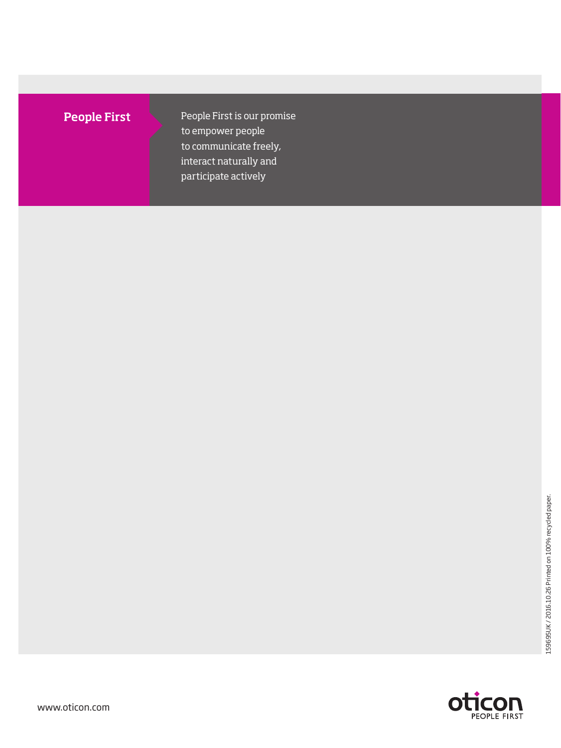**People First**

People First is our promise
to empower people
to communicate freely,
interact naturally and
participate actively

159695UK / 2016.10.26 Printed on 100% recycled paper.

www.oticon.com

oticon
PEOPLE FIRST